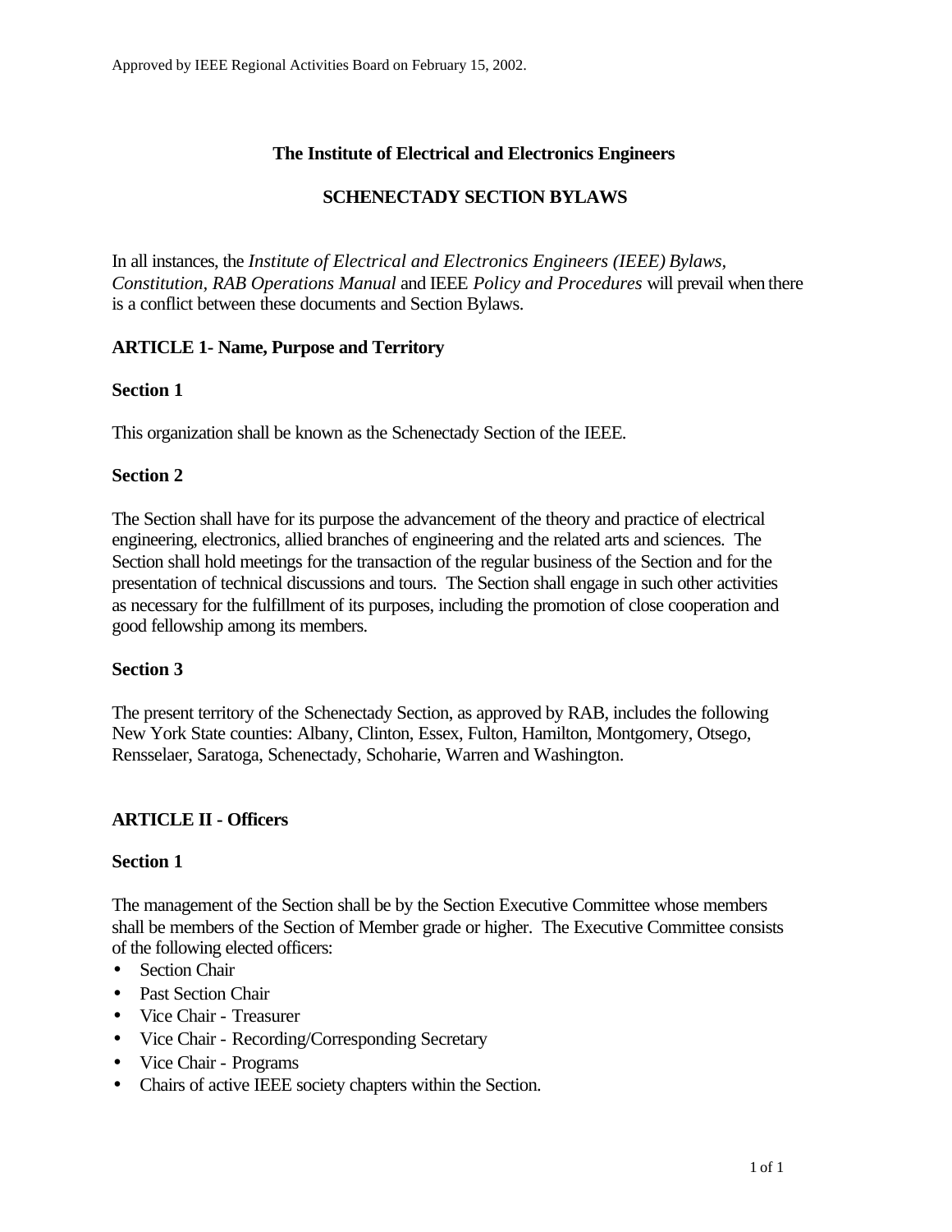Approved by IEEE Regional Activities Board on February 15, 2002.

# The Institute of Electrical and Electronics Engineers

## SCHENECTADY SECTION BYLAWS

In all instances, the *Institute of Electrical and Electronics Engineers (IEEE) Bylaws, Constitution, RAB Operations Manual* and IEEE *Policy and Procedures* will prevail when there is a conflict between these documents and Section Bylaws.

### ARTICLE 1- Name, Purpose and Territory

**Section 1**

This organization shall be known as the Schenectady Section of the IEEE.

**Section 2**

The Section shall have for its purpose the advancement of the theory and practice of electrical engineering, electronics, allied branches of engineering and the related arts and sciences. The Section shall hold meetings for the transaction of the regular business of the Section and for the presentation of technical discussions and tours. The Section shall engage in such other activities as necessary for the fulfillment of its purposes, including the promotion of close cooperation and good fellowship among its members.

**Section 3**

The present territory of the Schenectady Section, as approved by RAB, includes the following New York State counties: Albany, Clinton, Essex, Fulton, Hamilton, Montgomery, Otsego, Rensselaer, Saratoga, Schenectady, Schoharie, Warren and Washington.

### ARTICLE II - Officers

**Section 1**

The management of the Section shall be by the Section Executive Committee whose members shall be members of the Section of Member grade or higher. The Executive Committee consists of the following elected officers:

- Section Chair
- Past Section Chair
- Vice Chair - Treasurer
- Vice Chair - Recording/Corresponding Secretary
- Vice Chair - Programs
- Chairs of active IEEE society chapters within the Section.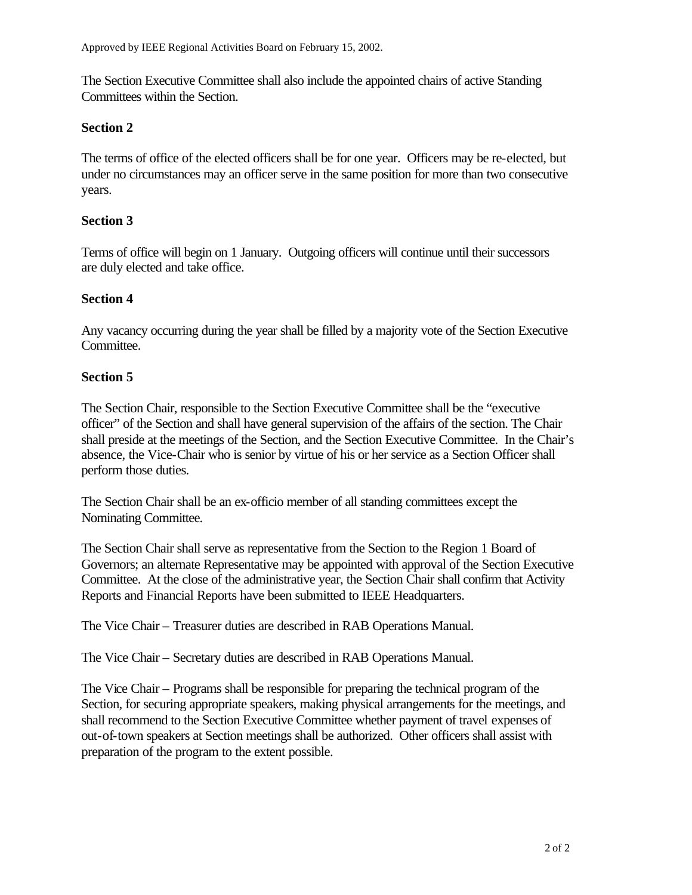The Section Executive Committee shall also include the appointed chairs of active Standing Committees within the Section.

**Section 2**

The terms of office of the elected officers shall be for one year. Officers may be re-elected, but under no circumstances may an officer serve in the same position for more than two consecutive years.

**Section 3**

Terms of office will begin on 1 January. Outgoing officers will continue until their successors are duly elected and take office.

**Section 4**

Any vacancy occurring during the year shall be filled by a majority vote of the Section Executive Committee.

**Section 5**

The Section Chair, responsible to the Section Executive Committee shall be the "executive officer" of the Section and shall have general supervision of the affairs of the section. The Chair shall preside at the meetings of the Section, and the Section Executive Committee. In the Chair's absence, the Vice-Chair who is senior by virtue of his or her service as a Section Officer shall perform those duties.

The Section Chair shall be an ex-officio member of all standing committees except the Nominating Committee.

The Section Chair shall serve as representative from the Section to the Region 1 Board of Governors; an alternate Representative may be appointed with approval of the Section Executive Committee. At the close of the administrative year, the Section Chair shall confirm that Activity Reports and Financial Reports have been submitted to IEEE Headquarters.

The Vice Chair – Treasurer duties are described in RAB Operations Manual.

The Vice Chair – Secretary duties are described in RAB Operations Manual.

The Vice Chair – Programs shall be responsible for preparing the technical program of the Section, for securing appropriate speakers, making physical arrangements for the meetings, and shall recommend to the Section Executive Committee whether payment of travel expenses of out-of-town speakers at Section meetings shall be authorized. Other officers shall assist with preparation of the program to the extent possible.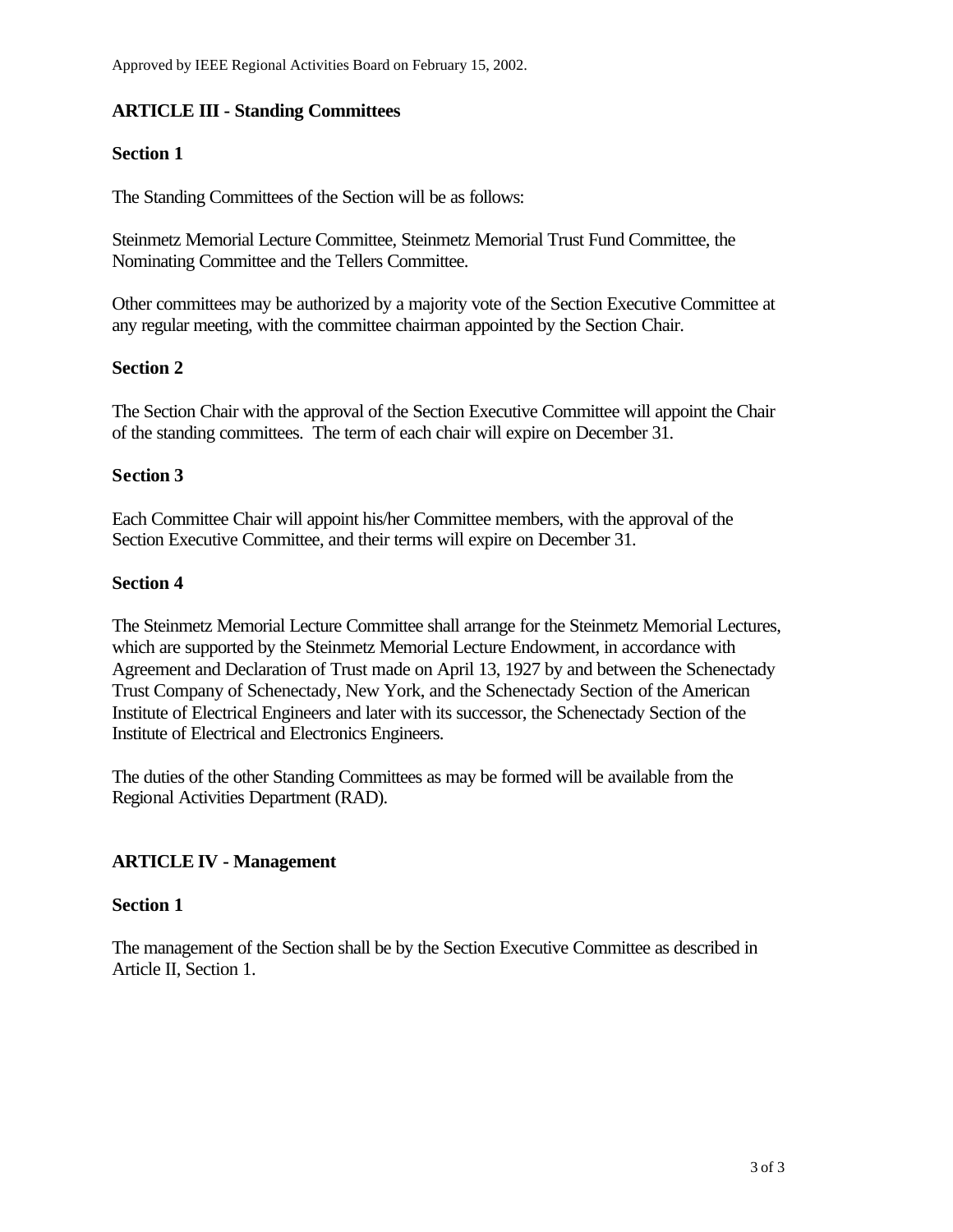Approved by IEEE Regional Activities Board on February 15, 2002.

## ARTICLE III - Standing Committees

### Section 1

The Standing Committees of the Section will be as follows:

Steinmetz Memorial Lecture Committee, Steinmetz Memorial Trust Fund Committee, the Nominating Committee and the Tellers Committee.

Other committees may be authorized by a majority vote of the Section Executive Committee at any regular meeting, with the committee chairman appointed by the Section Chair.

### Section 2

The Section Chair with the approval of the Section Executive Committee will appoint the Chair of the standing committees. The term of each chair will expire on December 31.

### Section 3

Each Committee Chair will appoint his/her Committee members, with the approval of the Section Executive Committee, and their terms will expire on December 31.

### Section 4

The Steinmetz Memorial Lecture Committee shall arrange for the Steinmetz Memorial Lectures, which are supported by the Steinmetz Memorial Lecture Endowment, in accordance with Agreement and Declaration of Trust made on April 13, 1927 by and between the Schenectady Trust Company of Schenectady, New York, and the Schenectady Section of the American Institute of Electrical Engineers and later with its successor, the Schenectady Section of the Institute of Electrical and Electronics Engineers.

The duties of the other Standing Committees as may be formed will be available from the Regional Activities Department (RAD).

## ARTICLE IV - Management

### Section 1

The management of the Section shall be by the Section Executive Committee as described in Article II, Section 1.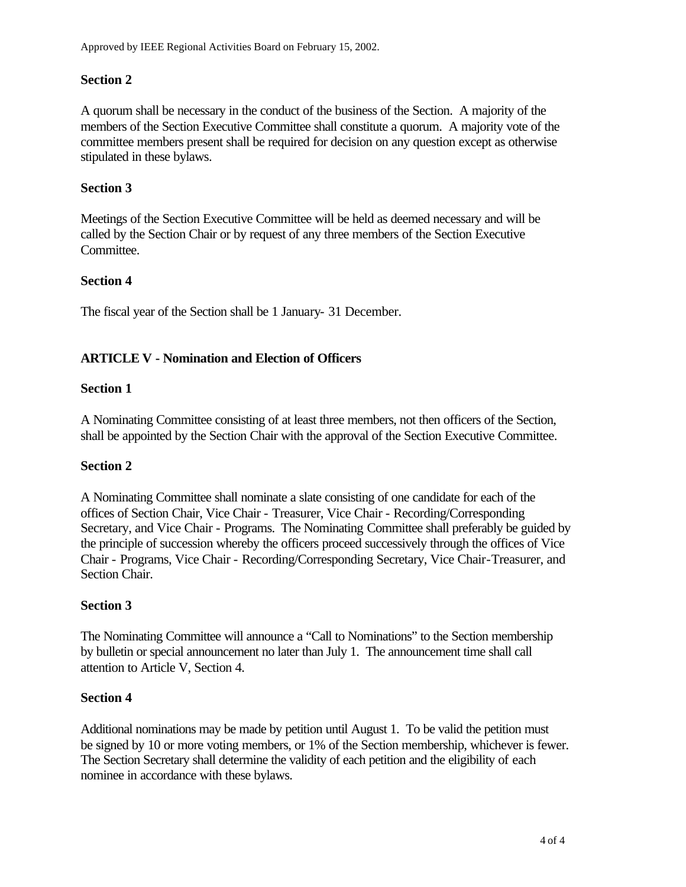### Section 2

A quorum shall be necessary in the conduct of the business of the Section. A majority of the members of the Section Executive Committee shall constitute a quorum. A majority vote of the committee members present shall be required for decision on any question except as otherwise stipulated in these bylaws.

### Section 3

Meetings of the Section Executive Committee will be held as deemed necessary and will be called by the Section Chair or by request of any three members of the Section Executive Committee.

### Section 4

The fiscal year of the Section shall be 1 January- 31 December.

## ARTICLE V - Nomination and Election of Officers

### Section 1

A Nominating Committee consisting of at least three members, not then officers of the Section, shall be appointed by the Section Chair with the approval of the Section Executive Committee.

### Section 2

A Nominating Committee shall nominate a slate consisting of one candidate for each of the offices of Section Chair, Vice Chair - Treasurer, Vice Chair - Recording/Corresponding Secretary, and Vice Chair - Programs. The Nominating Committee shall preferably be guided by the principle of succession whereby the officers proceed successively through the offices of Vice Chair - Programs, Vice Chair - Recording/Corresponding Secretary, Vice Chair-Treasurer, and Section Chair.

### Section 3

The Nominating Committee will announce a "Call to Nominations" to the Section membership by bulletin or special announcement no later than July 1. The announcement time shall call attention to Article V, Section 4.

### Section 4

Additional nominations may be made by petition until August 1. To be valid the petition must be signed by 10 or more voting members, or 1% of the Section membership, whichever is fewer. The Section Secretary shall determine the validity of each petition and the eligibility of each nominee in accordance with these bylaws.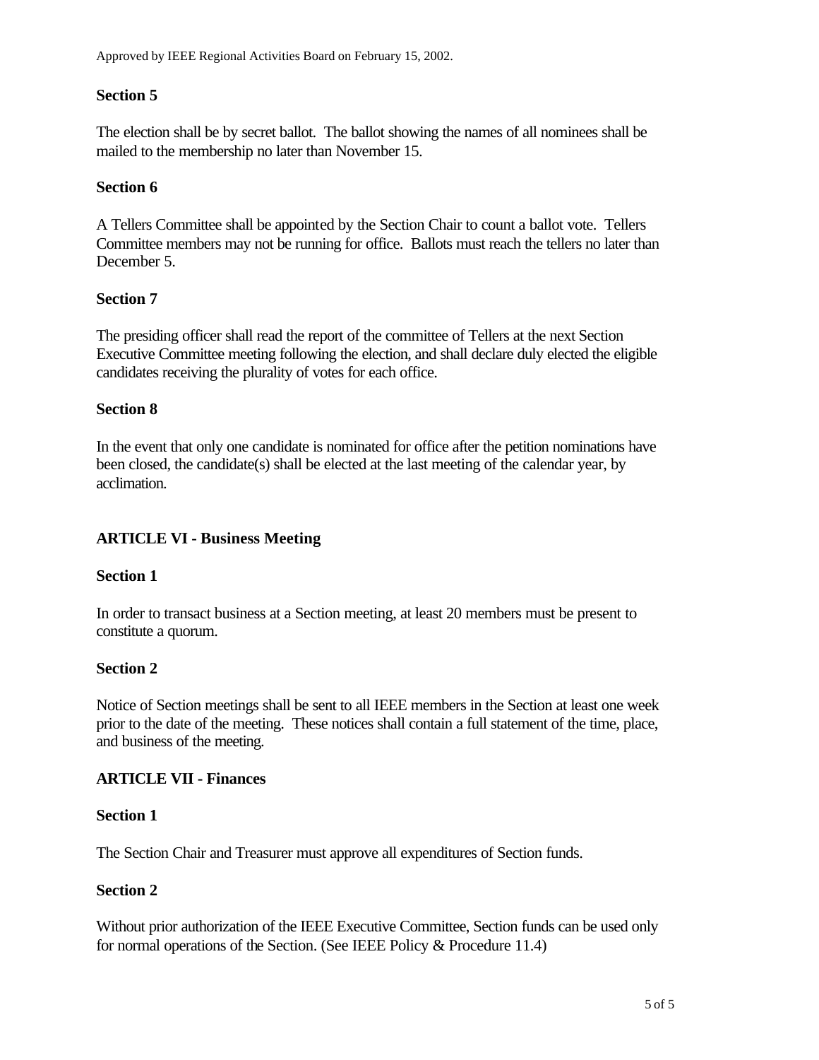Approved by IEEE Regional Activities Board on February 15, 2002.

### Section 5

The election shall be by secret ballot. The ballot showing the names of all nominees shall be mailed to the membership no later than November 15.

### Section 6

A Tellers Committee shall be appointed by the Section Chair to count a ballot vote. Tellers Committee members may not be running for office. Ballots must reach the tellers no later than December 5.

### Section 7

The presiding officer shall read the report of the committee of Tellers at the next Section Executive Committee meeting following the election, and shall declare duly elected the eligible candidates receiving the plurality of votes for each office.

### Section 8

In the event that only one candidate is nominated for office after the petition nominations have been closed, the candidate(s) shall be elected at the last meeting of the calendar year, by acclimation.

## ARTICLE VI - Business Meeting

### Section 1

In order to transact business at a Section meeting, at least 20 members must be present to constitute a quorum.

### Section 2

Notice of Section meetings shall be sent to all IEEE members in the Section at least one week prior to the date of the meeting. These notices shall contain a full statement of the time, place, and business of the meeting.

## ARTICLE VII - Finances

### Section 1

The Section Chair and Treasurer must approve all expenditures of Section funds.

### Section 2

Without prior authorization of the IEEE Executive Committee, Section funds can be used only for normal operations of the Section. (See IEEE Policy & Procedure 11.4)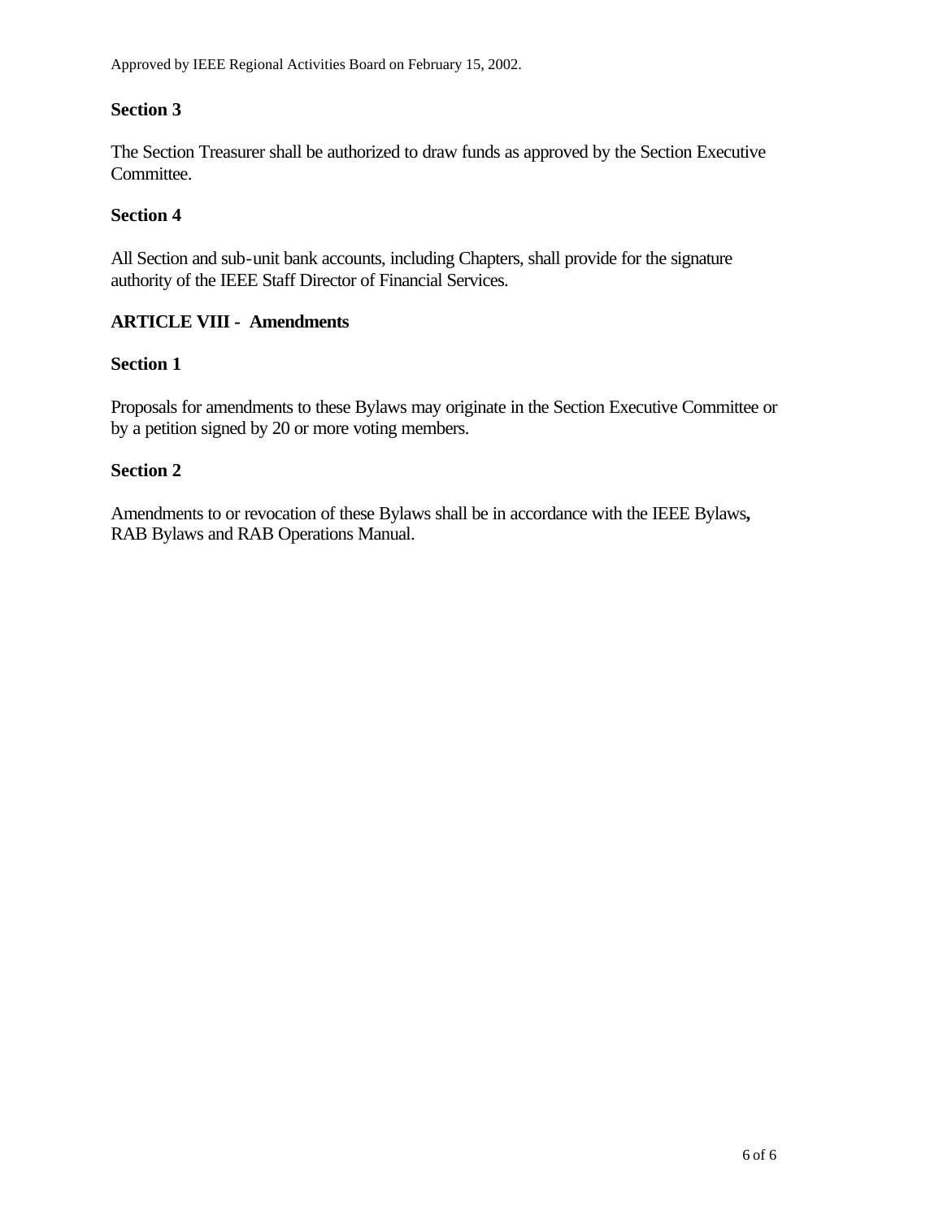**Section 3**

The Section Treasurer shall be authorized to draw funds as approved by the Section Executive Committee.

**Section 4**

All Section and sub-unit bank accounts, including Chapters, shall provide for the signature authority of the IEEE Staff Director of Financial Services.

## ARTICLE VIII - Amendments

**Section 1**

Proposals for amendments to these Bylaws may originate in the Section Executive Committee or by a petition signed by 20 or more voting members.

**Section 2**

Amendments to or revocation of these Bylaws shall be in accordance with the IEEE Bylaws**,** RAB Bylaws and RAB Operations Manual.